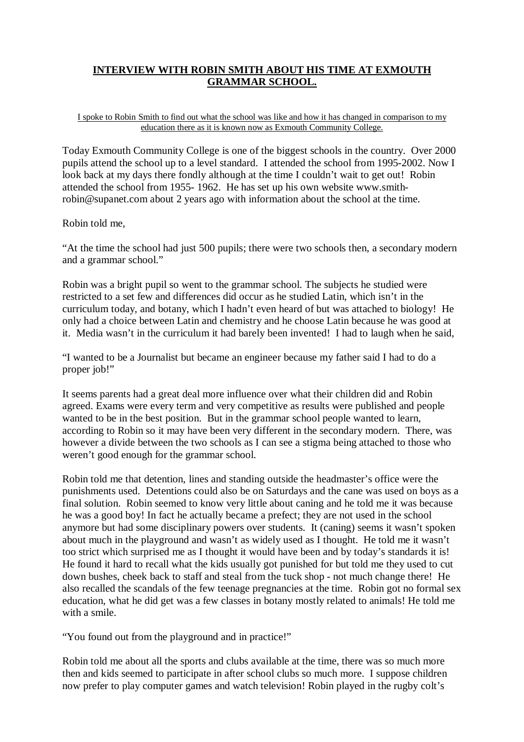# INTERVIEW WITH ROBIN SMITH ABOUT HIS TIME AT EXMOUTH GRAMMAR SCHOOL.

I spoke to Robin Smith to find out what the school was like and how it has changed in comparison to my education there as it is known now as Exmouth Community College.

Today Exmouth Community College is one of the biggest schools in the country. Over 2000 pupils attend the school up to a level standard. I attended the school from 1995-2002. Now I look back at my days there fondly although at the time I couldn't wait to get out! Robin attended the school from 1955- 1962. He has set up his own website www.smith-robin@supanet.com about 2 years ago with information about the school at the time.

Robin told me,

"At the time the school had just 500 pupils; there were two schools then, a secondary modern and a grammar school."

Robin was a bright pupil so went to the grammar school. The subjects he studied were restricted to a set few and differences did occur as he studied Latin, which isn't in the curriculum today, and botany, which I hadn't even heard of but was attached to biology! He only had a choice between Latin and chemistry and he choose Latin because he was good at it. Media wasn't in the curriculum it had barely been invented! I had to laugh when he said,

"I wanted to be a Journalist but became an engineer because my father said I had to do a proper job!"

It seems parents had a great deal more influence over what their children did and Robin agreed. Exams were every term and very competitive as results were published and people wanted to be in the best position. But in the grammar school people wanted to learn, according to Robin so it may have been very different in the secondary modern. There, was however a divide between the two schools as I can see a stigma being attached to those who weren't good enough for the grammar school.

Robin told me that detention, lines and standing outside the headmaster's office were the punishments used. Detentions could also be on Saturdays and the cane was used on boys as a final solution. Robin seemed to know very little about caning and he told me it was because he was a good boy! In fact he actually became a prefect; they are not used in the school anymore but had some disciplinary powers over students. It (caning) seems it wasn't spoken about much in the playground and wasn't as widely used as I thought. He told me it wasn't too strict which surprised me as I thought it would have been and by today's standards it is! He found it hard to recall what the kids usually got punished for but told me they used to cut down bushes, cheek back to staff and steal from the tuck shop - not much change there! He also recalled the scandals of the few teenage pregnancies at the time. Robin got no formal sex education, what he did get was a few classes in botany mostly related to animals! He told me with a smile.

"You found out from the playground and in practice!"

Robin told me about all the sports and clubs available at the time, there was so much more then and kids seemed to participate in after school clubs so much more. I suppose children now prefer to play computer games and watch television! Robin played in the rugby colt's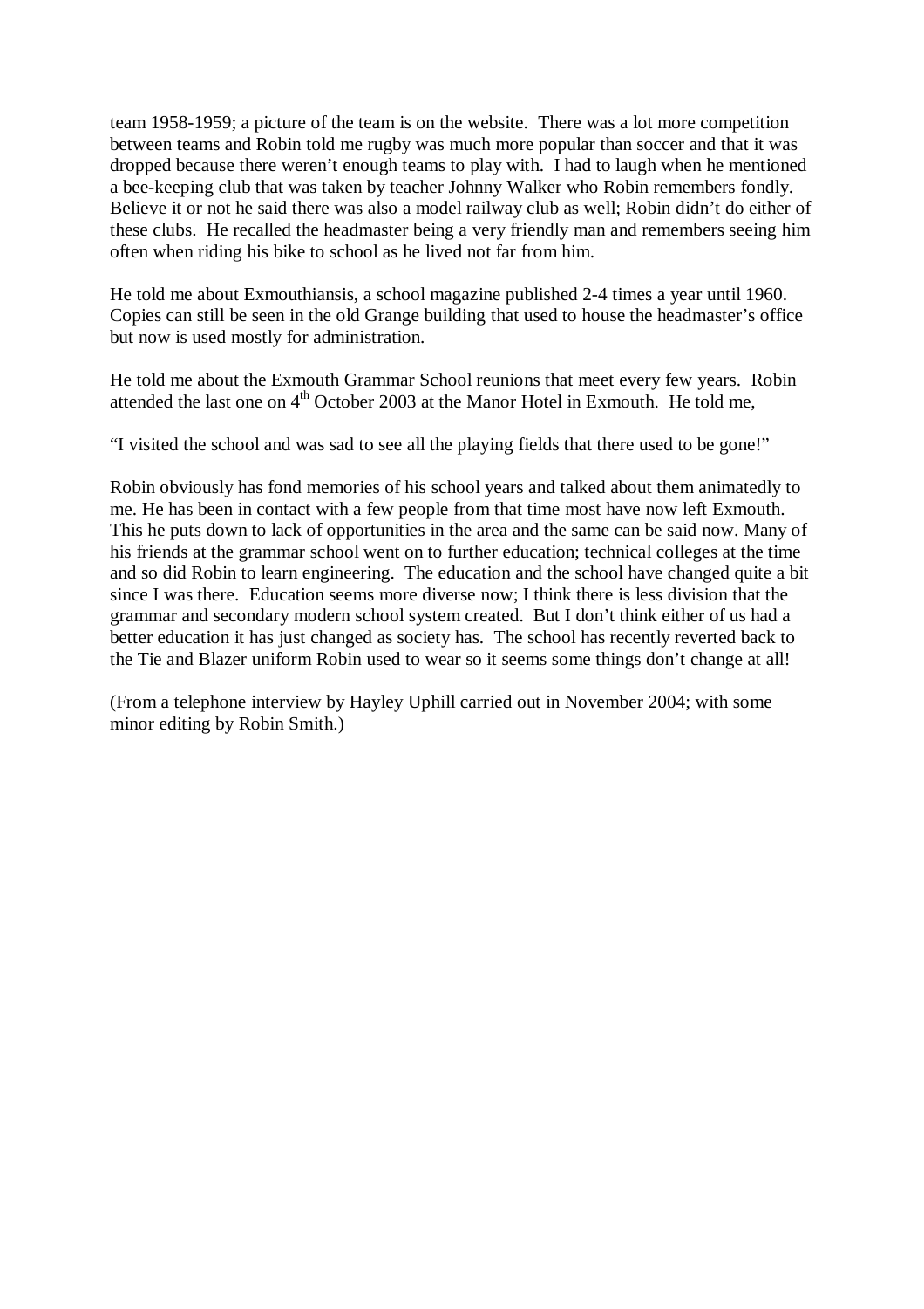team 1958-1959; a picture of the team is on the website. There was a lot more competition between teams and Robin told me rugby was much more popular than soccer and that it was dropped because there weren't enough teams to play with. I had to laugh when he mentioned a bee-keeping club that was taken by teacher Johnny Walker who Robin remembers fondly. Believe it or not he said there was also a model railway club as well; Robin didn't do either of these clubs. He recalled the headmaster being a very friendly man and remembers seeing him often when riding his bike to school as he lived not far from him.

He told me about Exmouthiansis, a school magazine published 2-4 times a year until 1960. Copies can still be seen in the old Grange building that used to house the headmaster's office but now is used mostly for administration.

He told me about the Exmouth Grammar School reunions that meet every few years. Robin attended the last one on 4th October 2003 at the Manor Hotel in Exmouth. He told me,

"I visited the school and was sad to see all the playing fields that there used to be gone!"

Robin obviously has fond memories of his school years and talked about them animatedly to me. He has been in contact with a few people from that time most have now left Exmouth. This he puts down to lack of opportunities in the area and the same can be said now. Many of his friends at the grammar school went on to further education; technical colleges at the time and so did Robin to learn engineering. The education and the school have changed quite a bit since I was there. Education seems more diverse now; I think there is less division that the grammar and secondary modern school system created. But I don't think either of us had a better education it has just changed as society has. The school has recently reverted back to the Tie and Blazer uniform Robin used to wear so it seems some things don't change at all!

(From a telephone interview by Hayley Uphill carried out in November 2004; with some minor editing by Robin Smith.)